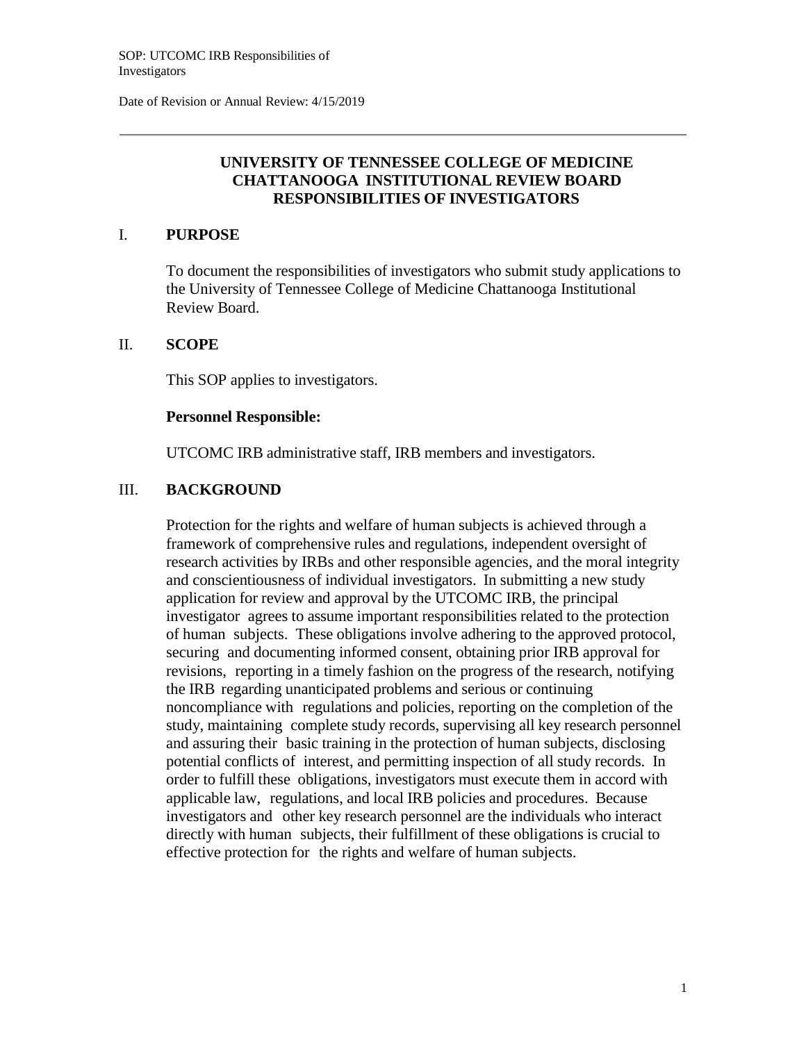# UNIVERSITY OF TENNESSEE COLLEGE OF MEDICINE CHATTANOOGA INSTITUTIONAL REVIEW BOARD RESPONSIBILITIES OF INVESTIGATORS

## I. PURPOSE

To document the responsibilities of investigators who submit study applications to the University of Tennessee College of Medicine Chattanooga Institutional Review Board.

## II. SCOPE

This SOP applies to investigators.

**Personnel Responsible:**

UTCOMC IRB administrative staff, IRB members and investigators.

## III. BACKGROUND

Protection for the rights and welfare of human subjects is achieved through a framework of comprehensive rules and regulations, independent oversight of research activities by IRBs and other responsible agencies, and the moral integrity and conscientiousness of individual investigators. In submitting a new study application for review and approval by the UTCOMC IRB, the principal investigator agrees to assume important responsibilities related to the protection of human subjects. These obligations involve adhering to the approved protocol, securing and documenting informed consent, obtaining prior IRB approval for revisions, reporting in a timely fashion on the progress of the research, notifying the IRB regarding unanticipated problems and serious or continuing noncompliance with regulations and policies, reporting on the completion of the study, maintaining complete study records, supervising all key research personnel and assuring their basic training in the protection of human subjects, disclosing potential conflicts of interest, and permitting inspection of all study records. In order to fulfill these obligations, investigators must execute them in accord with applicable law, regulations, and local IRB policies and procedures. Because investigators and other key research personnel are the individuals who interact directly with human subjects, their fulfillment of these obligations is crucial to effective protection for the rights and welfare of human subjects.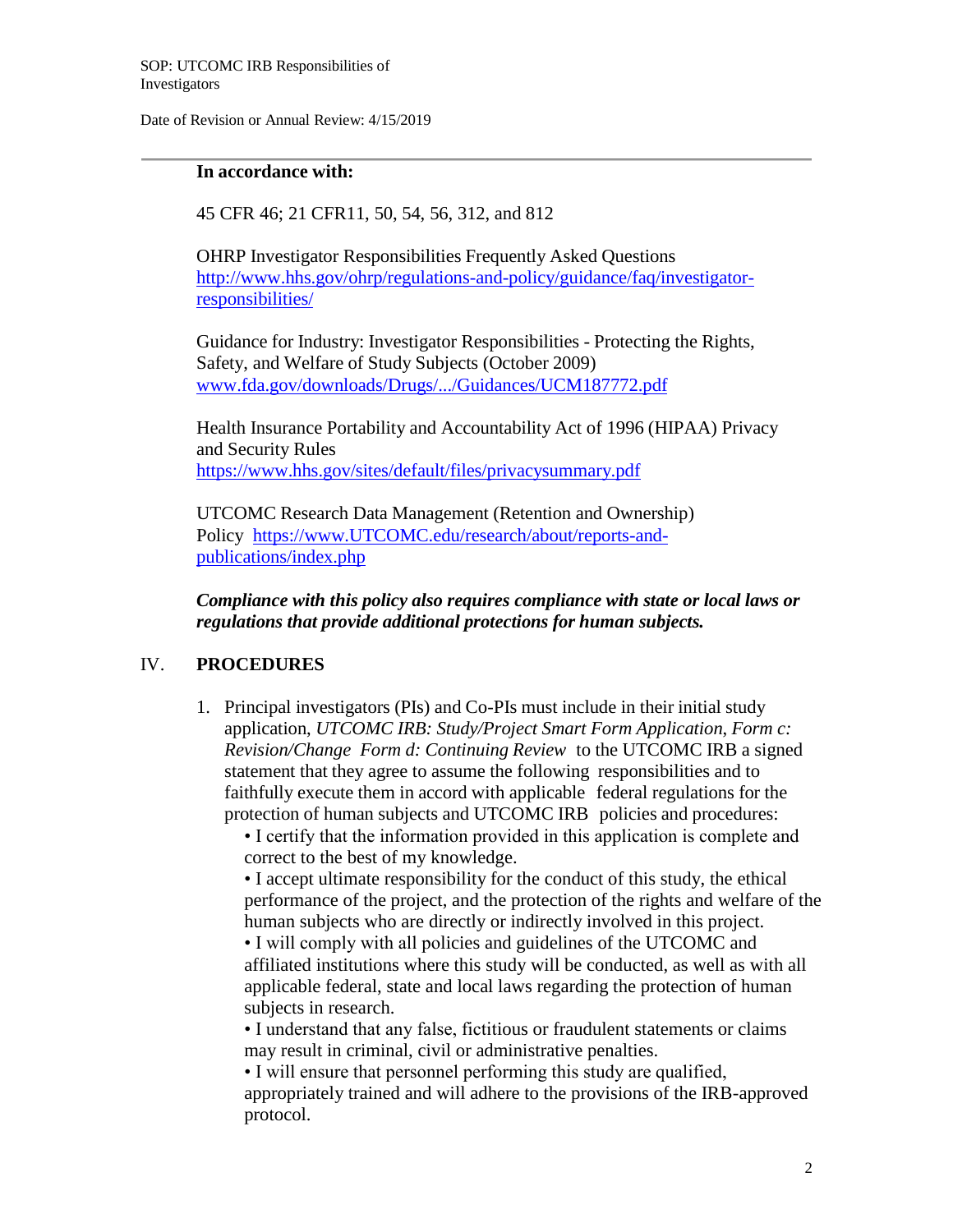**In accordance with:**

45 CFR 46; 21 CFR11, 50, 54, 56, 312, and 812

OHRP Investigator Responsibilities Frequently Asked Questions
[http://www.hhs.gov/ohrp/regulations-and-policy/guidance/faq/investigator-responsibilities/](http://www.hhs.gov/ohrp/regulations-and-policy/guidance/faq/investigator-responsibilities/)

Guidance for Industry: Investigator Responsibilities - Protecting the Rights, Safety, and Welfare of Study Subjects (October 2009)
[www.fda.gov/downloads/Drugs/.../Guidances/UCM187772.pdf](www.fda.gov/downloads/Drugs/.../Guidances/UCM187772.pdf)

Health Insurance Portability and Accountability Act of 1996 (HIPAA) Privacy and Security Rules
[https://www.hhs.gov/sites/default/files/privacysummary.pdf](https://www.hhs.gov/sites/default/files/privacysummary.pdf)

UTCOMC Research Data Management (Retention and Ownership) Policy [https://www.UTCOMC.edu/research/about/reports-and-publications/index.php](https://www.UTCOMC.edu/research/about/reports-and-publications/index.php)

***Compliance with this policy also requires compliance with state or local laws or regulations that provide additional protections for human subjects.***

## IV. PROCEDURES

1. Principal investigators (PIs) and Co-PIs must include in their initial study application, *UTCOMC IRB: Study/Project Smart Form Application, Form c: Revision/Change Form d: Continuing Review* to the UTCOMC IRB a signed statement that they agree to assume the following responsibilities and to faithfully execute them in accord with applicable federal regulations for the protection of human subjects and UTCOMC IRB policies and procedures:
   - I certify that the information provided in this application is complete and correct to the best of my knowledge.
   - I accept ultimate responsibility for the conduct of this study, the ethical performance of the project, and the protection of the rights and welfare of the human subjects who are directly or indirectly involved in this project.
   - I will comply with all policies and guidelines of the UTCOMC and affiliated institutions where this study will be conducted, as well as with all applicable federal, state and local laws regarding the protection of human subjects in research.
   - I understand that any false, fictitious or fraudulent statements or claims may result in criminal, civil or administrative penalties.
   - I will ensure that personnel performing this study are qualified, appropriately trained and will adhere to the provisions of the IRB-approved protocol.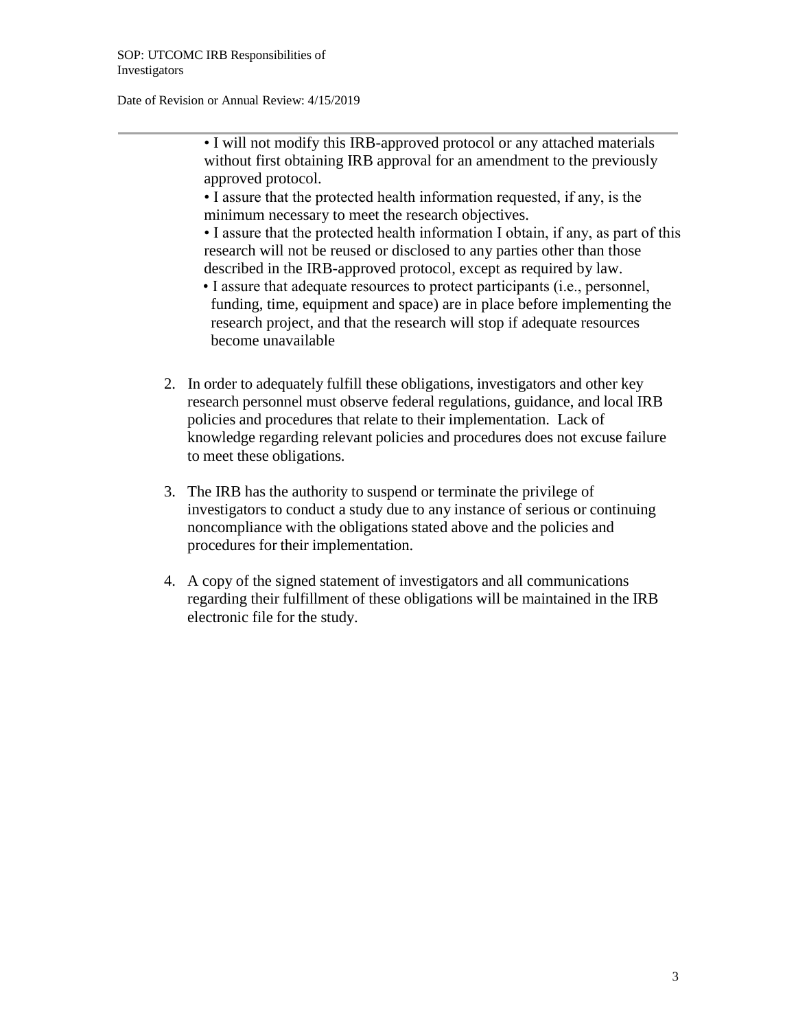- I will not modify this IRB-approved protocol or any attached materials without first obtaining IRB approval for an amendment to the previously approved protocol.
- I assure that the protected health information requested, if any, is the minimum necessary to meet the research objectives.
- I assure that the protected health information I obtain, if any, as part of this research will not be reused or disclosed to any parties other than those described in the IRB-approved protocol, except as required by law.
- I assure that adequate resources to protect participants (i.e., personnel, funding, time, equipment and space) are in place before implementing the research project, and that the research will stop if adequate resources become unavailable

2. In order to adequately fulfill these obligations, investigators and other key research personnel must observe federal regulations, guidance, and local IRB policies and procedures that relate to their implementation. Lack of knowledge regarding relevant policies and procedures does not excuse failure to meet these obligations.

3. The IRB has the authority to suspend or terminate the privilege of investigators to conduct a study due to any instance of serious or continuing noncompliance with the obligations stated above and the policies and procedures for their implementation.

4. A copy of the signed statement of investigators and all communications regarding their fulfillment of these obligations will be maintained in the IRB electronic file for the study.